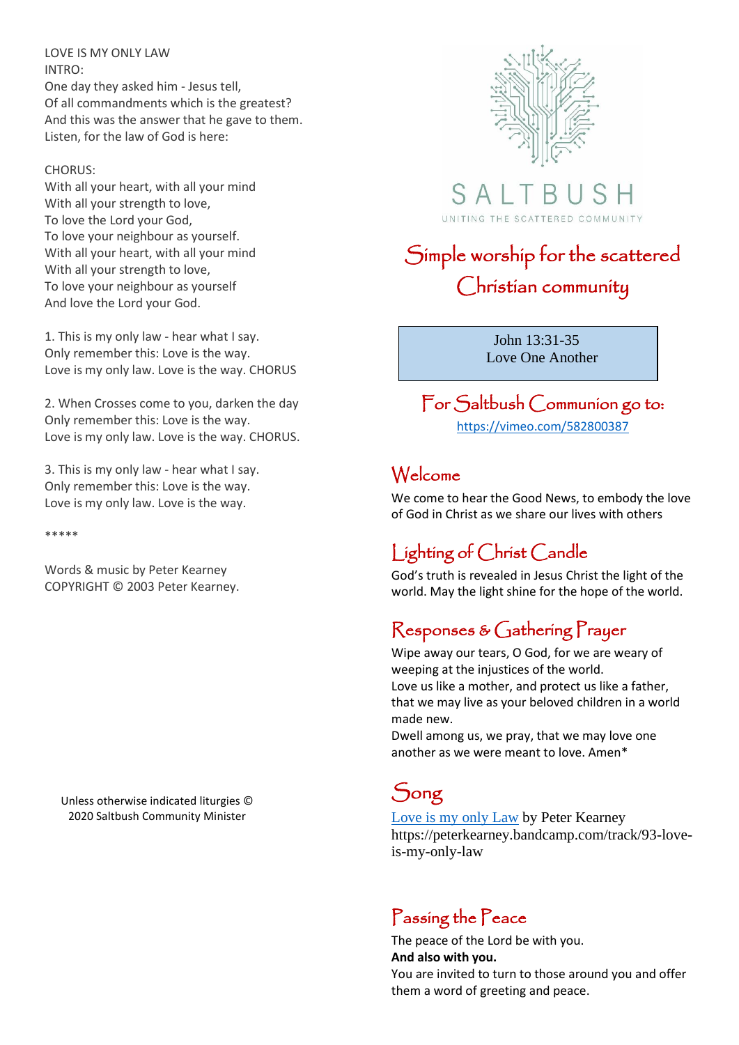LOVE IS MY ONLY LAW

INTRO:
One day they asked him - Jesus tell,
Of all commandments which is the greatest?
And this was the answer that he gave to them.
Listen, for the law of God is here:

CHORUS:
With all your heart, with all your mind
With all your strength to love,
To love the Lord your God,
To love your neighbour as yourself.
With all your heart, with all your mind
With all your strength to love,
To love your neighbour as yourself
And love the Lord your God.

1. This is my only law - hear what I say.
Only remember this: Love is the way.
Love is my only law. Love is the way. CHORUS

2. When Crosses come to you, darken the day
Only remember this: Love is the way.
Love is my only law. Love is the way. CHORUS.

3. This is my only law - hear what I say.
Only remember this: Love is the way.
Love is my only law. Love is the way.

*****

Words & music by Peter Kearney
COPYRIGHT © 2003 Peter Kearney.

Unless otherwise indicated liturgies © 2020 Saltbush Community Minister

SALTBUSH

UNITING THE SCATTERED COMMUNITY

# Simple worship for the scattered Christian community

John 13:31-35
Love One Another

## For Saltbush Communion go to:

https://vimeo.com/582800387

## Welcome

We come to hear the Good News, to embody the love of God in Christ as we share our lives with others

## Lighting of Christ Candle

God's truth is revealed in Jesus Christ the light of the world. May the light shine for the hope of the world.

## Responses & Gathering Prayer

Wipe away our tears, O God, for we are weary of weeping at the injustices of the world.
Love us like a mother, and protect us like a father, that we may live as your beloved children in a world made new.
Dwell among us, we pray, that we may love one another as we were meant to love. Amen*

## Song

Love is my only Law by Peter Kearney
https://peterkearney.bandcamp.com/track/93-love-is-my-only-law

## Passing the Peace

The peace of the Lord be with you.
**And also with you.**
You are invited to turn to those around you and offer them a word of greeting and peace.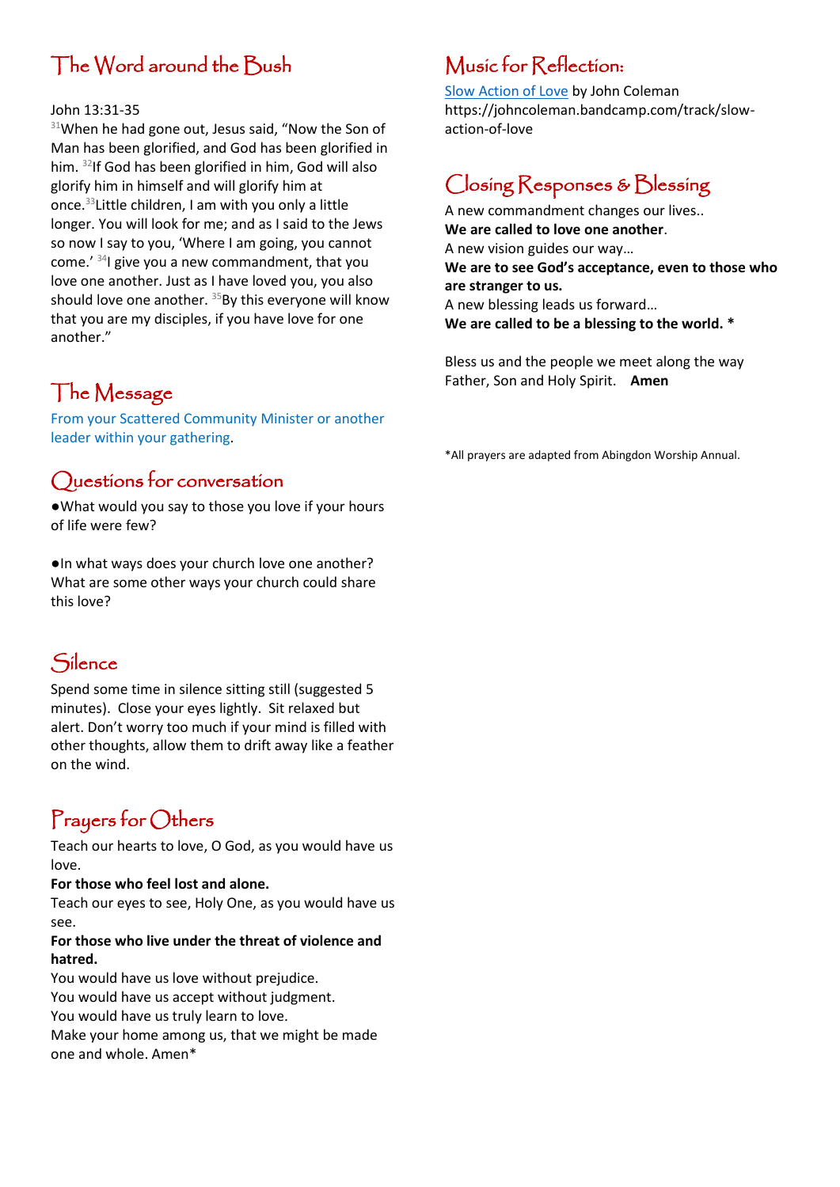## The Word around the Bush

John 13:31-35

[31]When he had gone out, Jesus said, "Now the Son of Man has been glorified, and God has been glorified in him. [32]If God has been glorified in him, God will also glorify him in himself and will glorify him at once.[33]Little children, I am with you only a little longer. You will look for me; and as I said to the Jews so now I say to you, 'Where I am going, you cannot come.' [34]I give you a new commandment, that you love one another. Just as I have loved you, you also should love one another. [35]By this everyone will know that you are my disciples, if you have love for one another."

## The Message

From your Scattered Community Minister or another leader within your gathering.

## Questions for conversation

●What would you say to those you love if your hours of life were few?

●In what ways does your church love one another? What are some other ways your church could share this love?

## Silence

Spend some time in silence sitting still (suggested 5 minutes). Close your eyes lightly. Sit relaxed but alert. Don't worry too much if your mind is filled with other thoughts, allow them to drift away like a feather on the wind.

## Prayers for Others

Teach our hearts to love, O God, as you would have us love.
**For those who feel lost and alone.**
Teach our eyes to see, Holy One, as you would have us see.
**For those who live under the threat of violence and hatred.**
You would have us love without prejudice.
You would have us accept without judgment.
You would have us truly learn to love.
Make your home among us, that we might be made one and whole. Amen*

## Music for Reflection:

[Slow Action of Love](https://johncoleman.bandcamp.com/track/slow-action-of-love) by John Coleman
https://johncoleman.bandcamp.com/track/slow-action-of-love

## Closing Responses & Blessing

A new commandment changes our lives..
**We are called to love one another**.
A new vision guides our way…
**We are to see God's acceptance, even to those who are stranger to us.**
A new blessing leads us forward…
**We are called to be a blessing to the world. ***

Bless us and the people we meet along the way
Father, Son and Holy Spirit. **Amen**

*All prayers are adapted from Abingdon Worship Annual.